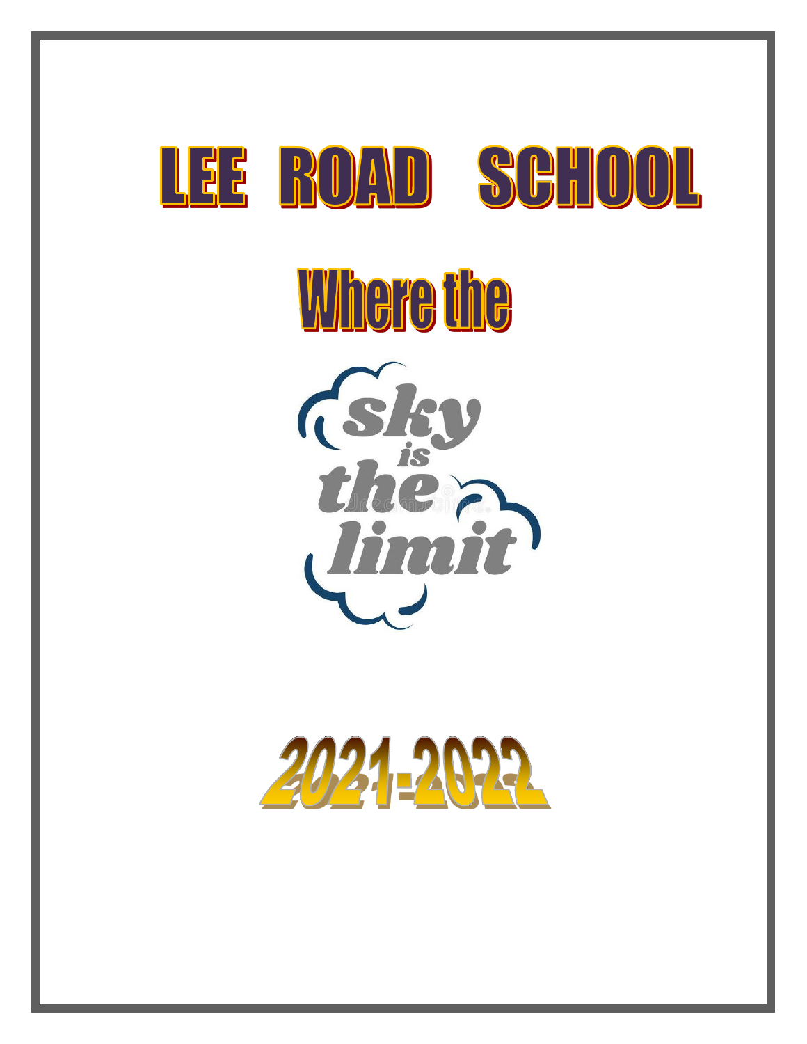# LEE ROAD SCHOOL

## Where the

sky is the limit

## 2021-2022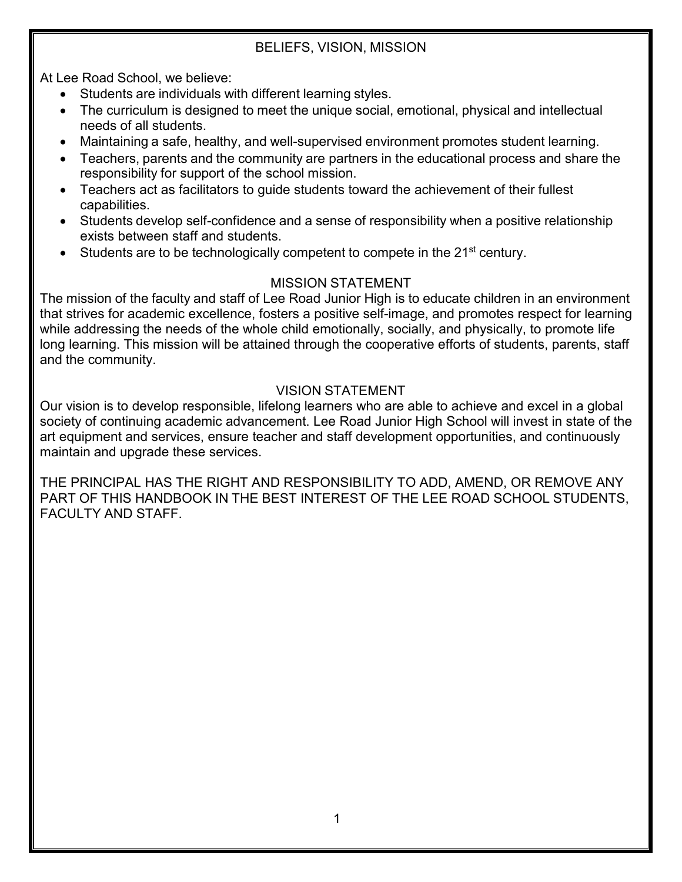## BELIEFS, VISION, MISSION

At Lee Road School, we believe:

- Students are individuals with different learning styles.
- The curriculum is designed to meet the unique social, emotional, physical and intellectual needs of all students.
- Maintaining a safe, healthy, and well-supervised environment promotes student learning.
- Teachers, parents and the community are partners in the educational process and share the responsibility for support of the school mission.
- Teachers act as facilitators to guide students toward the achievement of their fullest capabilities.
- Students develop self-confidence and a sense of responsibility when a positive relationship exists between staff and students.
- Students are to be technologically competent to compete in the 21st century.

### MISSION STATEMENT

The mission of the faculty and staff of Lee Road Junior High is to educate children in an environment that strives for academic excellence, fosters a positive self-image, and promotes respect for learning while addressing the needs of the whole child emotionally, socially, and physically, to promote life long learning. This mission will be attained through the cooperative efforts of students, parents, staff and the community.

### VISION STATEMENT

Our vision is to develop responsible, lifelong learners who are able to achieve and excel in a global society of continuing academic advancement. Lee Road Junior High School will invest in state of the art equipment and services, ensure teacher and staff development opportunities, and continuously maintain and upgrade these services.

THE PRINCIPAL HAS THE RIGHT AND RESPONSIBILITY TO ADD, AMEND, OR REMOVE ANY PART OF THIS HANDBOOK IN THE BEST INTEREST OF THE LEE ROAD SCHOOL STUDENTS, FACULTY AND STAFF.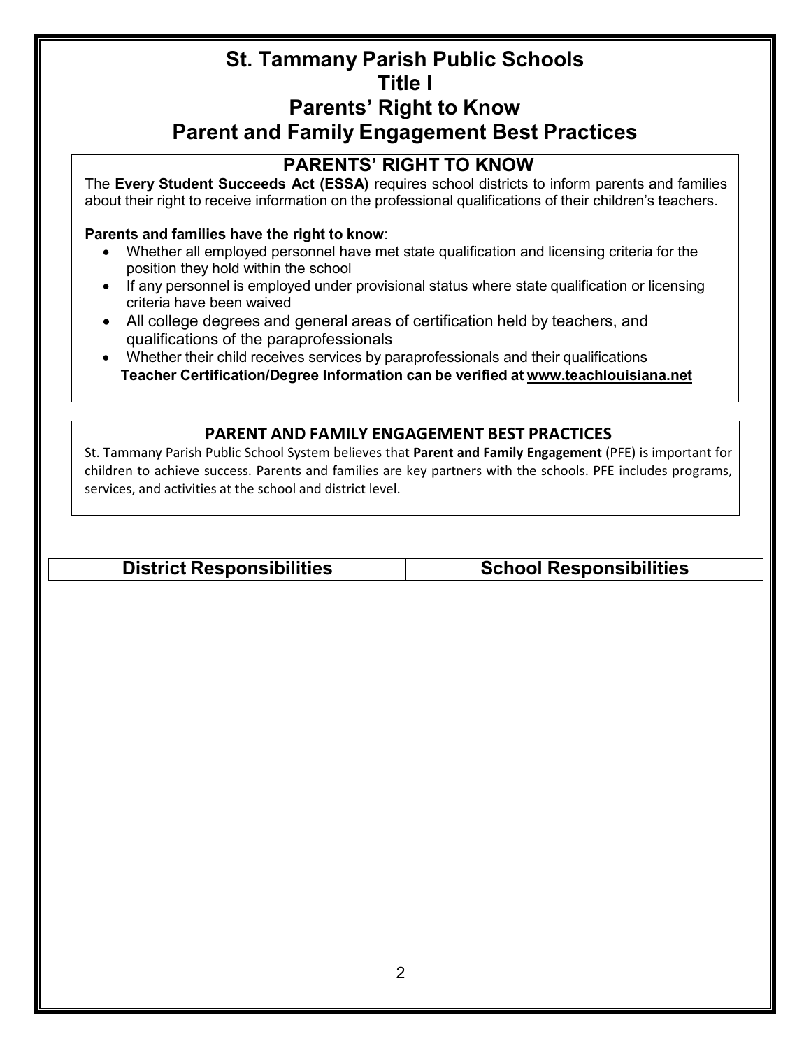# St. Tammany Parish Public Schools
# Title I
# Parents' Right to Know
# Parent and Family Engagement Best Practices

## PARENTS' RIGHT TO KNOW

The **Every Student Succeeds Act (ESSA)** requires school districts to inform parents and families about their right to receive information on the professional qualifications of their children's teachers.

**Parents and families have the right to know**:

- Whether all employed personnel have met state qualification and licensing criteria for the position they hold within the school
- If any personnel is employed under provisional status where state qualification or licensing criteria have been waived
- All college degrees and general areas of certification held by teachers, and qualifications of the paraprofessionals
- Whether their child receives services by paraprofessionals and their qualifications

**Teacher Certification/Degree Information can be verified at www.teachlouisiana.net**

## PARENT AND FAMILY ENGAGEMENT BEST PRACTICES

St. Tammany Parish Public School System believes that **Parent and Family Engagement** (PFE) is important for children to achieve success. Parents and families are key partners with the schools. PFE includes programs, services, and activities at the school and district level.

| District Responsibilities | School Responsibilities |
| --- | --- |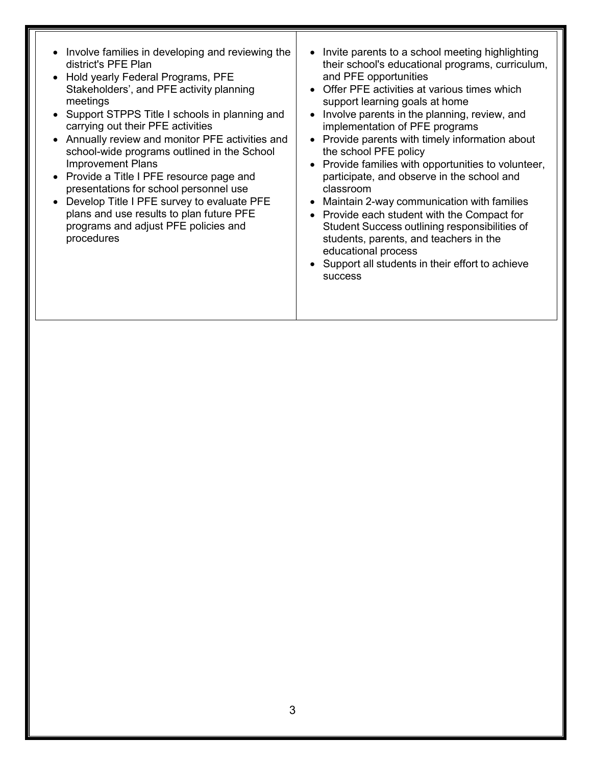| | |
|---|---|
| • Involve families in developing and reviewing the district's PFE Plan<br>• Hold yearly Federal Programs, PFE Stakeholders', and PFE activity planning meetings<br>• Support STPPS Title I schools in planning and carrying out their PFE activities<br>• Annually review and monitor PFE activities and school-wide programs outlined in the School Improvement Plans<br>• Provide a Title I PFE resource page and presentations for school personnel use<br>• Develop Title I PFE survey to evaluate PFE plans and use results to plan future PFE programs and adjust PFE policies and procedures | • Invite parents to a school meeting highlighting their school's educational programs, curriculum, and PFE opportunities<br>• Offer PFE activities at various times which support learning goals at home<br>• Involve parents in the planning, review, and implementation of PFE programs<br>• Provide parents with timely information about the school PFE policy<br>• Provide families with opportunities to volunteer, participate, and observe in the school and classroom<br>• Maintain 2-way communication with families<br>• Provide each student with the Compact for Student Success outlining responsibilities of students, parents, and teachers in the educational process<br>• Support all students in their effort to achieve success |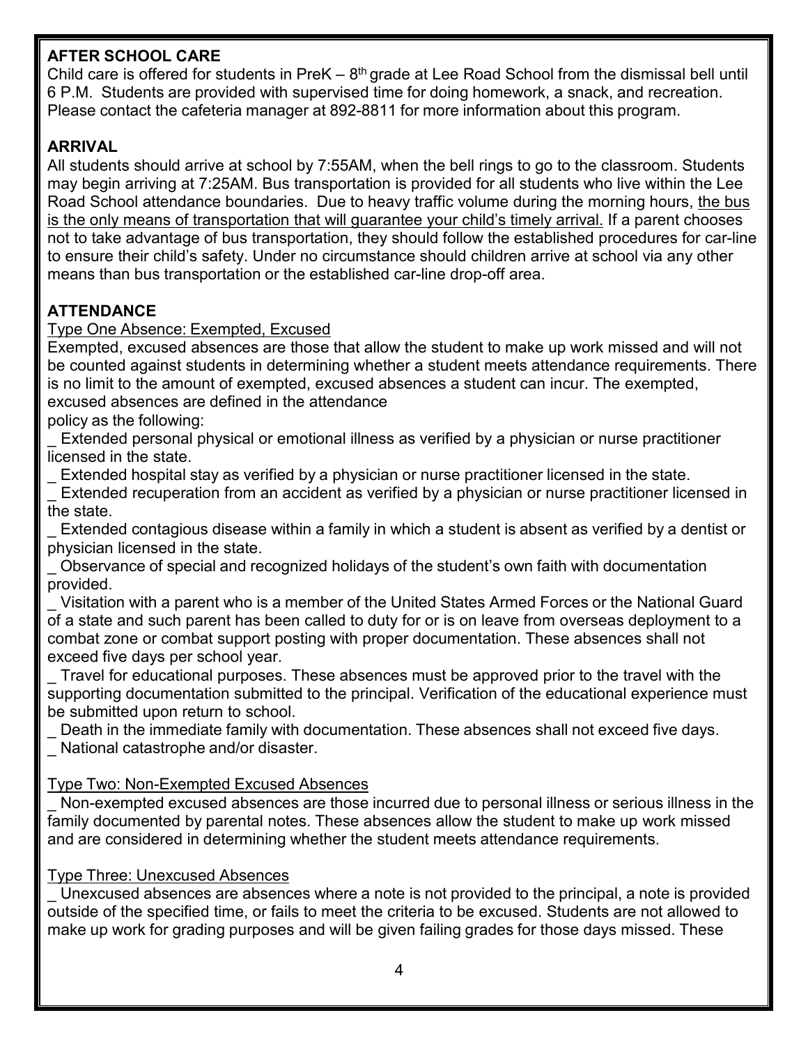**AFTER SCHOOL CARE**

Child care is offered for students in PreK – 8th grade at Lee Road School from the dismissal bell until 6 P.M. Students are provided with supervised time for doing homework, a snack, and recreation. Please contact the cafeteria manager at 892-8811 for more information about this program.

**ARRIVAL**

All students should arrive at school by 7:55AM, when the bell rings to go to the classroom. Students may begin arriving at 7:25AM. Bus transportation is provided for all students who live within the Lee Road School attendance boundaries. Due to heavy traffic volume during the morning hours, <u>the bus is the only means of transportation that will guarantee your child's timely arrival.</u> If a parent chooses not to take advantage of bus transportation, they should follow the established procedures for car-line to ensure their child's safety. Under no circumstance should children arrive at school via any other means than bus transportation or the established car-line drop-off area.

**ATTENDANCE**

<u>Type One Absence: Exempted, Excused</u>

Exempted, excused absences are those that allow the student to make up work missed and will not be counted against students in determining whether a student meets attendance requirements. There is no limit to the amount of exempted, excused absences a student can incur. The exempted, excused absences are defined in the attendance policy as the following:

- Extended personal physical or emotional illness as verified by a physician or nurse practitioner licensed in the state.
- Extended hospital stay as verified by a physician or nurse practitioner licensed in the state.
- Extended recuperation from an accident as verified by a physician or nurse practitioner licensed in the state.
- Extended contagious disease within a family in which a student is absent as verified by a dentist or physician licensed in the state.
- Observance of special and recognized holidays of the student's own faith with documentation provided.
- Visitation with a parent who is a member of the United States Armed Forces or the National Guard of a state and such parent has been called to duty for or is on leave from overseas deployment to a combat zone or combat support posting with proper documentation. These absences shall not exceed five days per school year.
- Travel for educational purposes. These absences must be approved prior to the travel with the supporting documentation submitted to the principal. Verification of the educational experience must be submitted upon return to school.
- Death in the immediate family with documentation. These absences shall not exceed five days.
- National catastrophe and/or disaster.

<u>Type Two: Non-Exempted Excused Absences</u>

- Non-exempted excused absences are those incurred due to personal illness or serious illness in the family documented by parental notes. These absences allow the student to make up work missed and are considered in determining whether the student meets attendance requirements.

<u>Type Three: Unexcused Absences</u>

- Unexcused absences are absences where a note is not provided to the principal, a note is provided outside of the specified time, or fails to meet the criteria to be excused. Students are not allowed to make up work for grading purposes and will be given failing grades for those days missed. These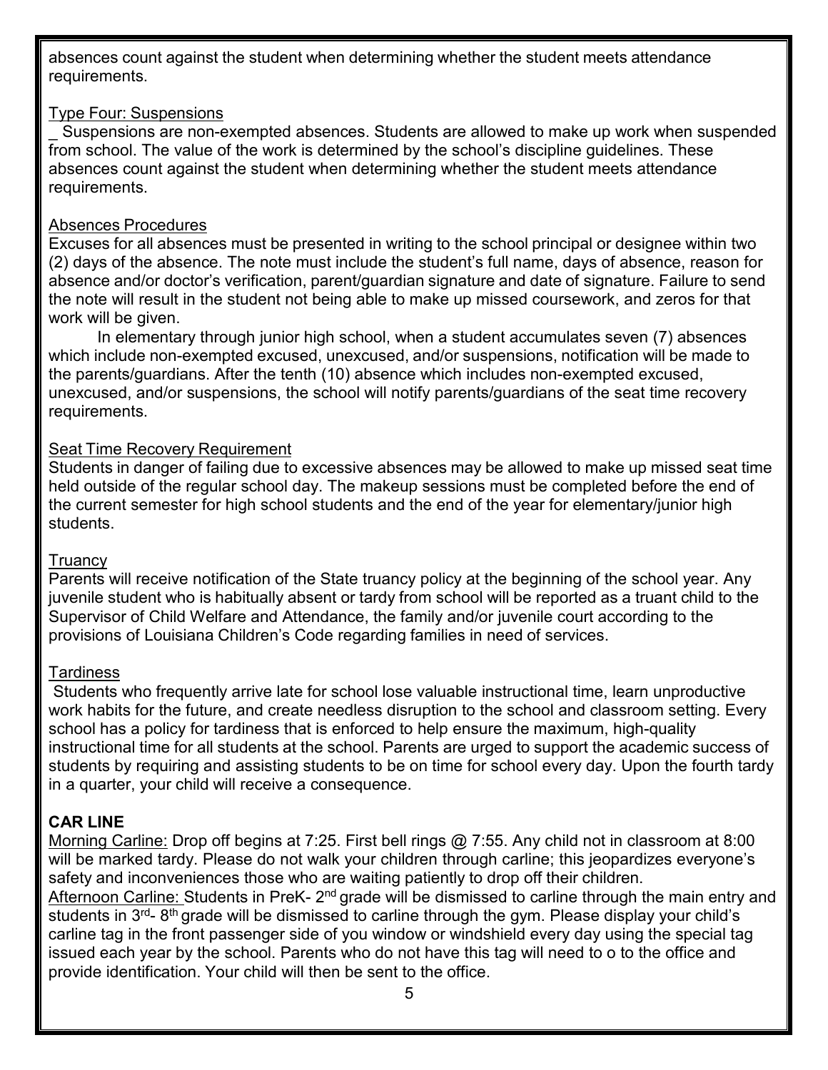absences count against the student when determining whether the student meets attendance requirements.

Type Four: Suspensions

_ Suspensions are non-exempted absences. Students are allowed to make up work when suspended from school. The value of the work is determined by the school's discipline guidelines. These absences count against the student when determining whether the student meets attendance requirements.

Absences Procedures

Excuses for all absences must be presented in writing to the school principal or designee within two (2) days of the absence. The note must include the student's full name, days of absence, reason for absence and/or doctor's verification, parent/guardian signature and date of signature. Failure to send the note will result in the student not being able to make up missed coursework, and zeros for that work will be given.

In elementary through junior high school, when a student accumulates seven (7) absences which include non-exempted excused, unexcused, and/or suspensions, notification will be made to the parents/guardians. After the tenth (10) absence which includes non-exempted excused, unexcused, and/or suspensions, the school will notify parents/guardians of the seat time recovery requirements.

Seat Time Recovery Requirement

Students in danger of failing due to excessive absences may be allowed to make up missed seat time held outside of the regular school day. The makeup sessions must be completed before the end of the current semester for high school students and the end of the year for elementary/junior high students.

Truancy

Parents will receive notification of the State truancy policy at the beginning of the school year. Any juvenile student who is habitually absent or tardy from school will be reported as a truant child to the Supervisor of Child Welfare and Attendance, the family and/or juvenile court according to the provisions of Louisiana Children's Code regarding families in need of services.

Tardiness

Students who frequently arrive late for school lose valuable instructional time, learn unproductive work habits for the future, and create needless disruption to the school and classroom setting. Every school has a policy for tardiness that is enforced to help ensure the maximum, high-quality instructional time for all students at the school. Parents are urged to support the academic success of students by requiring and assisting students to be on time for school every day. Upon the fourth tardy in a quarter, your child will receive a consequence.

**CAR LINE**

Morning Carline: Drop off begins at 7:25. First bell rings @ 7:55. Any child not in classroom at 8:00 will be marked tardy. Please do not walk your children through carline; this jeopardizes everyone's safety and inconveniences those who are waiting patiently to drop off their children.

Afternoon Carline: Students in PreK- 2nd grade will be dismissed to carline through the main entry and students in 3rd- 8th grade will be dismissed to carline through the gym. Please display your child's carline tag in the front passenger side of you window or windshield every day using the special tag issued each year by the school. Parents who do not have this tag will need to o to the office and provide identification. Your child will then be sent to the office.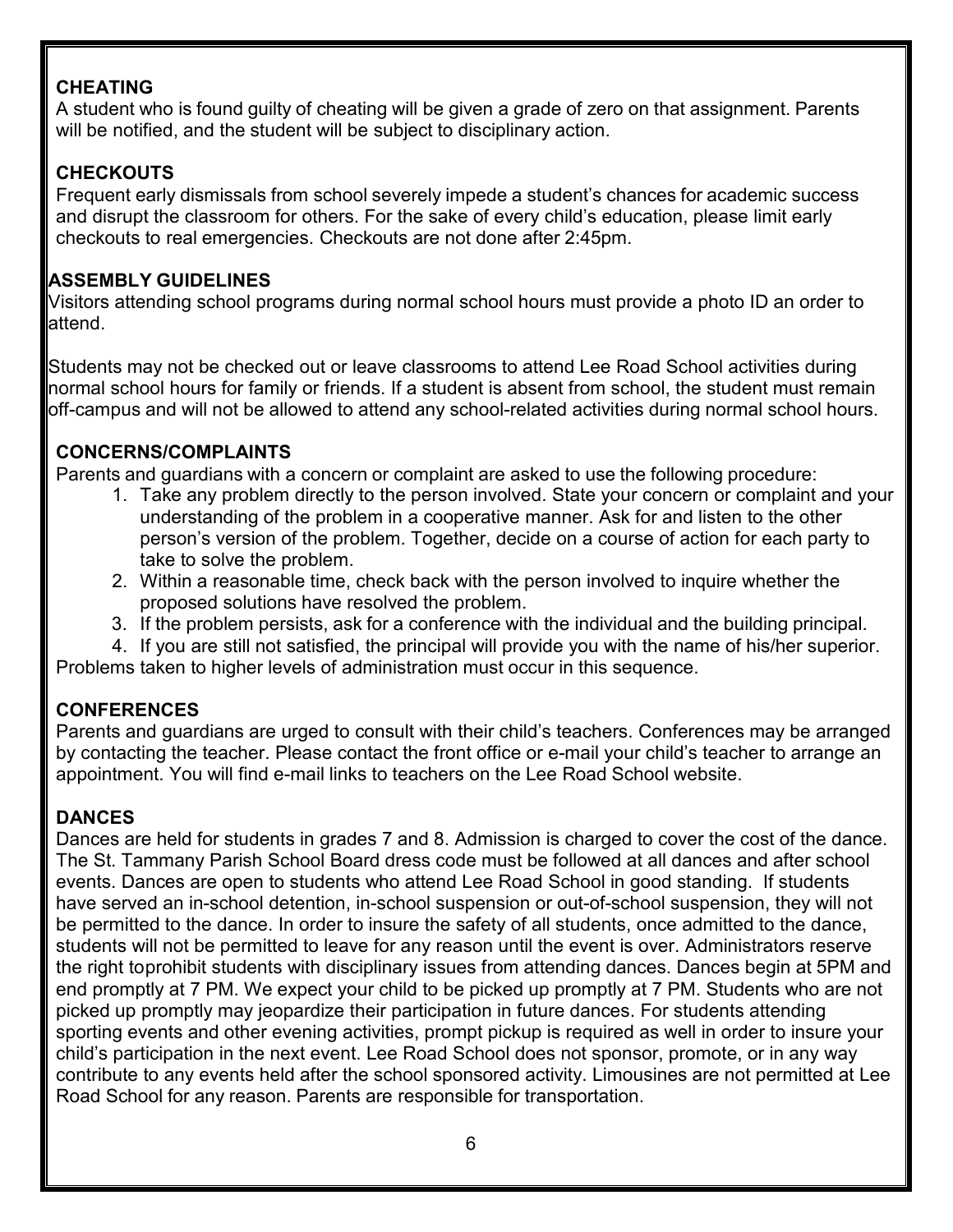## CHEATING

A student who is found guilty of cheating will be given a grade of zero on that assignment. Parents will be notified, and the student will be subject to disciplinary action.

## CHECKOUTS

Frequent early dismissals from school severely impede a student's chances for academic success and disrupt the classroom for others. For the sake of every child's education, please limit early checkouts to real emergencies. Checkouts are not done after 2:45pm.

## ASSEMBLY GUIDELINES

Visitors attending school programs during normal school hours must provide a photo ID an order to attend.

Students may not be checked out or leave classrooms to attend Lee Road School activities during normal school hours for family or friends. If a student is absent from school, the student must remain off-campus and will not be allowed to attend any school-related activities during normal school hours.

## CONCERNS/COMPLAINTS

Parents and guardians with a concern or complaint are asked to use the following procedure:

1. Take any problem directly to the person involved. State your concern or complaint and your understanding of the problem in a cooperative manner. Ask for and listen to the other person's version of the problem. Together, decide on a course of action for each party to take to solve the problem.
2. Within a reasonable time, check back with the person involved to inquire whether the proposed solutions have resolved the problem.
3. If the problem persists, ask for a conference with the individual and the building principal.
4. If you are still not satisfied, the principal will provide you with the name of his/her superior.

Problems taken to higher levels of administration must occur in this sequence.

## CONFERENCES

Parents and guardians are urged to consult with their child's teachers. Conferences may be arranged by contacting the teacher. Please contact the front office or e-mail your child's teacher to arrange an appointment. You will find e-mail links to teachers on the Lee Road School website.

## DANCES

Dances are held for students in grades 7 and 8. Admission is charged to cover the cost of the dance. The St. Tammany Parish School Board dress code must be followed at all dances and after school events. Dances are open to students who attend Lee Road School in good standing. If students have served an in-school detention, in-school suspension or out-of-school suspension, they will not be permitted to the dance. In order to insure the safety of all students, once admitted to the dance, students will not be permitted to leave for any reason until the event is over. Administrators reserve the right toprohibit students with disciplinary issues from attending dances. Dances begin at 5PM and end promptly at 7 PM. We expect your child to be picked up promptly at 7 PM. Students who are not picked up promptly may jeopardize their participation in future dances. For students attending sporting events and other evening activities, prompt pickup is required as well in order to insure your child's participation in the next event. Lee Road School does not sponsor, promote, or in any way contribute to any events held after the school sponsored activity. Limousines are not permitted at Lee Road School for any reason. Parents are responsible for transportation.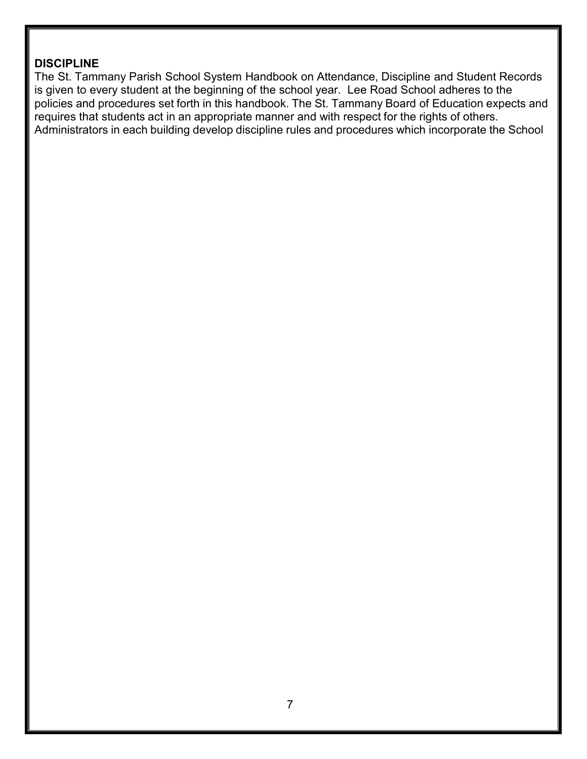**DISCIPLINE**

The St. Tammany Parish School System Handbook on Attendance, Discipline and Student Records is given to every student at the beginning of the school year. Lee Road School adheres to the policies and procedures set forth in this handbook. The St. Tammany Board of Education expects and requires that students act in an appropriate manner and with respect for the rights of others. Administrators in each building develop discipline rules and procedures which incorporate the School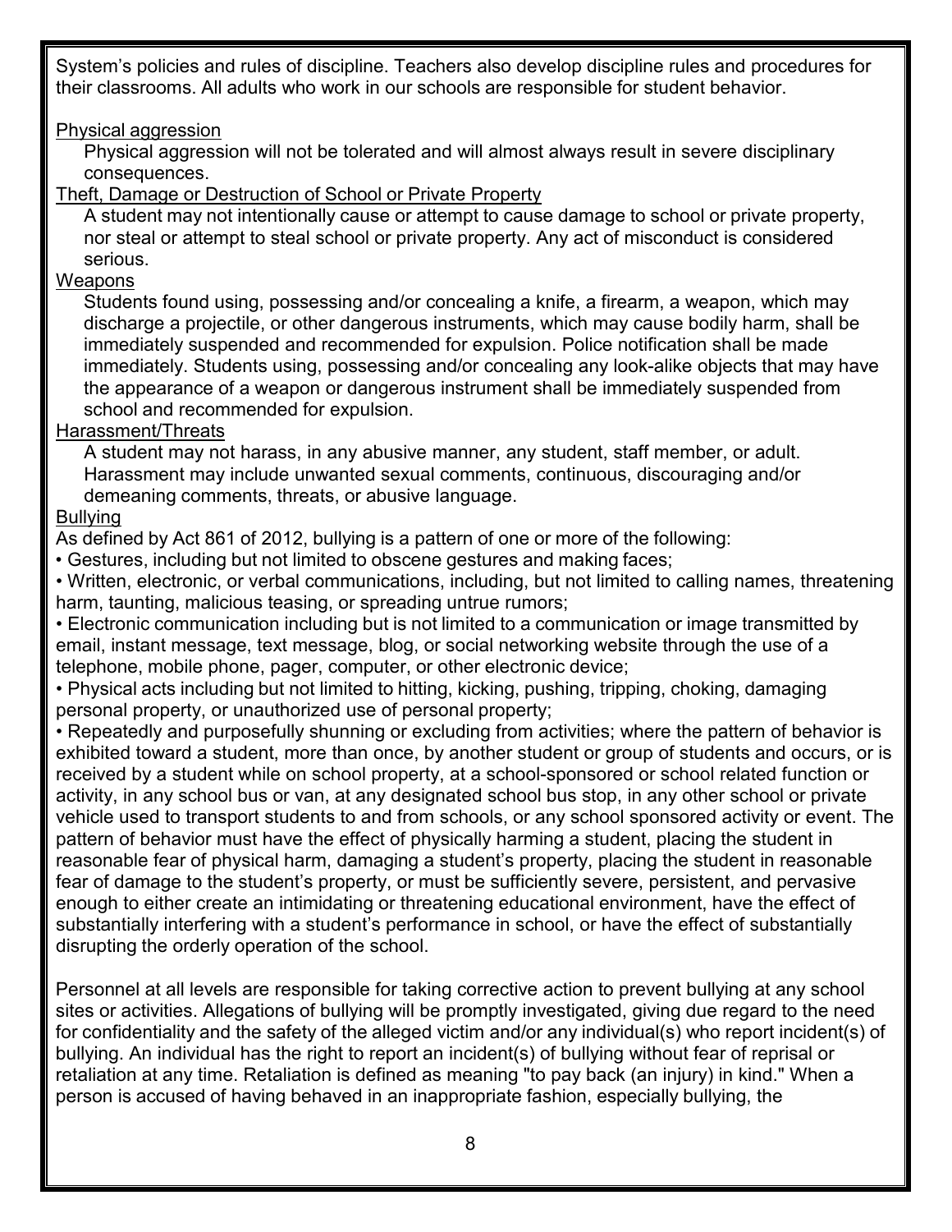System's policies and rules of discipline. Teachers also develop discipline rules and procedures for their classrooms. All adults who work in our schools are responsible for student behavior.

<u>Physical aggression</u>

Physical aggression will not be tolerated and will almost always result in severe disciplinary consequences.

<u>Theft, Damage or Destruction of School or Private Property</u>

A student may not intentionally cause or attempt to cause damage to school or private property, nor steal or attempt to steal school or private property. Any act of misconduct is considered serious.

<u>Weapons</u>

Students found using, possessing and/or concealing a knife, a firearm, a weapon, which may discharge a projectile, or other dangerous instruments, which may cause bodily harm, shall be immediately suspended and recommended for expulsion. Police notification shall be made immediately. Students using, possessing and/or concealing any look-alike objects that may have the appearance of a weapon or dangerous instrument shall be immediately suspended from school and recommended for expulsion.

<u>Harassment/Threats</u>

A student may not harass, in any abusive manner, any student, staff member, or adult. Harassment may include unwanted sexual comments, continuous, discouraging and/or demeaning comments, threats, or abusive language.

<u>Bullying</u>

As defined by Act 861 of 2012, bullying is a pattern of one or more of the following:

- Gestures, including but not limited to obscene gestures and making faces;
- Written, electronic, or verbal communications, including, but not limited to calling names, threatening harm, taunting, malicious teasing, or spreading untrue rumors;
- Electronic communication including but is not limited to a communication or image transmitted by email, instant message, text message, blog, or social networking website through the use of a telephone, mobile phone, pager, computer, or other electronic device;
- Physical acts including but not limited to hitting, kicking, pushing, tripping, choking, damaging personal property, or unauthorized use of personal property;
- Repeatedly and purposefully shunning or excluding from activities; where the pattern of behavior is exhibited toward a student, more than once, by another student or group of students and occurs, or is received by a student while on school property, at a school-sponsored or school related function or activity, in any school bus or van, at any designated school bus stop, in any other school or private vehicle used to transport students to and from schools, or any school sponsored activity or event. The pattern of behavior must have the effect of physically harming a student, placing the student in reasonable fear of physical harm, damaging a student's property, placing the student in reasonable fear of damage to the student's property, or must be sufficiently severe, persistent, and pervasive enough to either create an intimidating or threatening educational environment, have the effect of substantially interfering with a student's performance in school, or have the effect of substantially disrupting the orderly operation of the school.

Personnel at all levels are responsible for taking corrective action to prevent bullying at any school sites or activities. Allegations of bullying will be promptly investigated, giving due regard to the need for confidentiality and the safety of the alleged victim and/or any individual(s) who report incident(s) of bullying. An individual has the right to report an incident(s) of bullying without fear of reprisal or retaliation at any time. Retaliation is defined as meaning "to pay back (an injury) in kind." When a person is accused of having behaved in an inappropriate fashion, especially bullying, the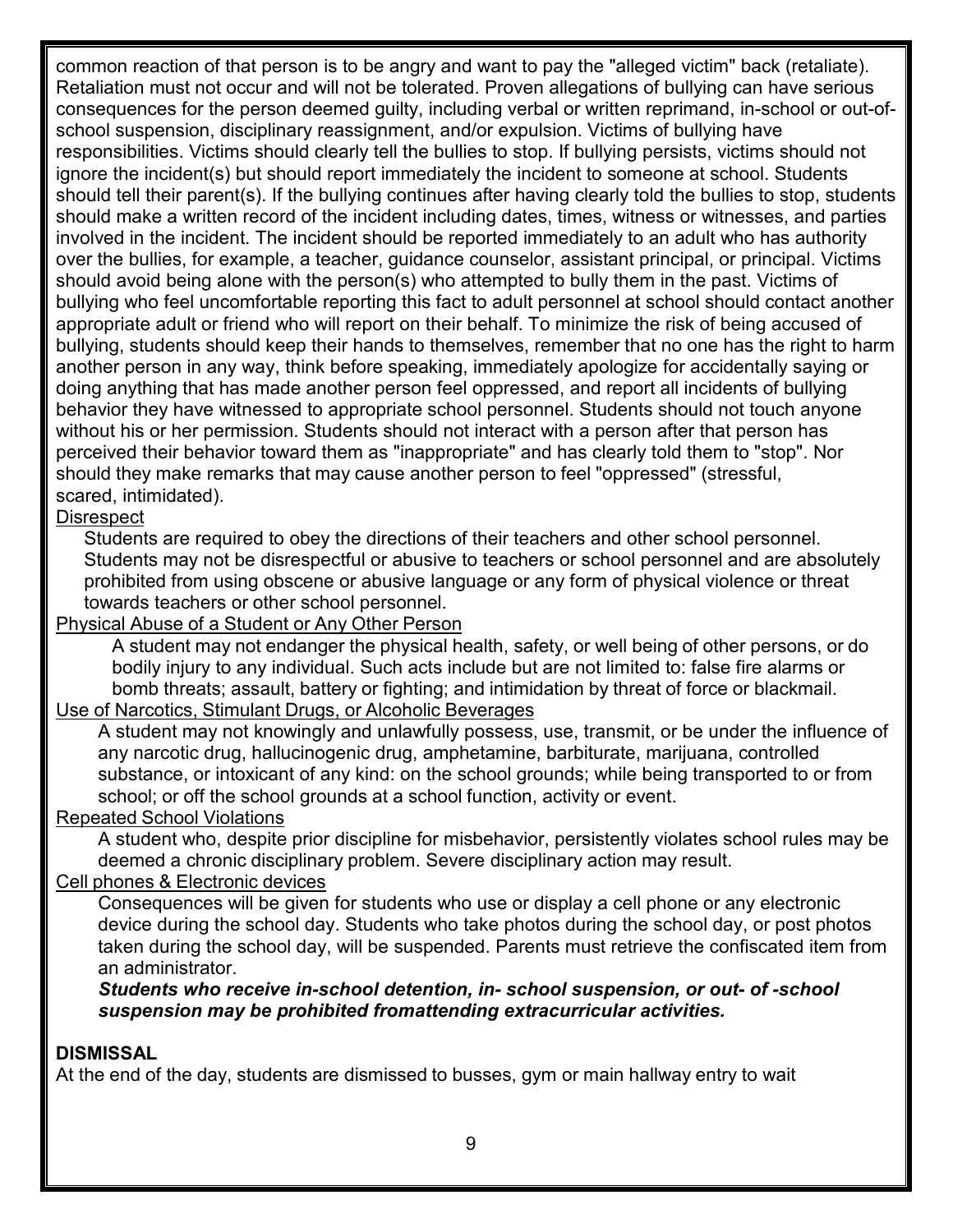common reaction of that person is to be angry and want to pay the "alleged victim" back (retaliate). Retaliation must not occur and will not be tolerated. Proven allegations of bullying can have serious consequences for the person deemed guilty, including verbal or written reprimand, in-school or out-of-school suspension, disciplinary reassignment, and/or expulsion. Victims of bullying have responsibilities. Victims should clearly tell the bullies to stop. If bullying persists, victims should not ignore the incident(s) but should report immediately the incident to someone at school. Students should tell their parent(s). If the bullying continues after having clearly told the bullies to stop, students should make a written record of the incident including dates, times, witness or witnesses, and parties involved in the incident. The incident should be reported immediately to an adult who has authority over the bullies, for example, a teacher, guidance counselor, assistant principal, or principal. Victims should avoid being alone with the person(s) who attempted to bully them in the past. Victims of bullying who feel uncomfortable reporting this fact to adult personnel at school should contact another appropriate adult or friend who will report on their behalf. To minimize the risk of being accused of bullying, students should keep their hands to themselves, remember that no one has the right to harm another person in any way, think before speaking, immediately apologize for accidentally saying or doing anything that has made another person feel oppressed, and report all incidents of bullying behavior they have witnessed to appropriate school personnel. Students should not touch anyone without his or her permission. Students should not interact with a person after that person has perceived their behavior toward them as "inappropriate" and has clearly told them to "stop". Nor should they make remarks that may cause another person to feel "oppressed" (stressful, scared, intimidated).

<u>Disrespect</u>

Students are required to obey the directions of their teachers and other school personnel. Students may not be disrespectful or abusive to teachers or school personnel and are absolutely prohibited from using obscene or abusive language or any form of physical violence or threat towards teachers or other school personnel.

<u>Physical Abuse of a Student or Any Other Person</u>

A student may not endanger the physical health, safety, or well being of other persons, or do bodily injury to any individual. Such acts include but are not limited to: false fire alarms or bomb threats; assault, battery or fighting; and intimidation by threat of force or blackmail.

<u>Use of Narcotics, Stimulant Drugs, or Alcoholic Beverages</u>

A student may not knowingly and unlawfully possess, use, transmit, or be under the influence of any narcotic drug, hallucinogenic drug, amphetamine, barbiturate, marijuana, controlled substance, or intoxicant of any kind: on the school grounds; while being transported to or from school; or off the school grounds at a school function, activity or event.

<u>Repeated School Violations</u>

A student who, despite prior discipline for misbehavior, persistently violates school rules may be deemed a chronic disciplinary problem. Severe disciplinary action may result.

<u>Cell phones & Electronic devices</u>

Consequences will be given for students who use or display a cell phone or any electronic device during the school day. Students who take photos during the school day, or post photos taken during the school day, will be suspended. Parents must retrieve the confiscated item from an administrator.

***Students who receive in-school detention, in- school suspension, or out- of -school suspension may be prohibited fromattending extracurricular activities.***

**DISMISSAL**

At the end of the day, students are dismissed to busses, gym or main hallway entry to wait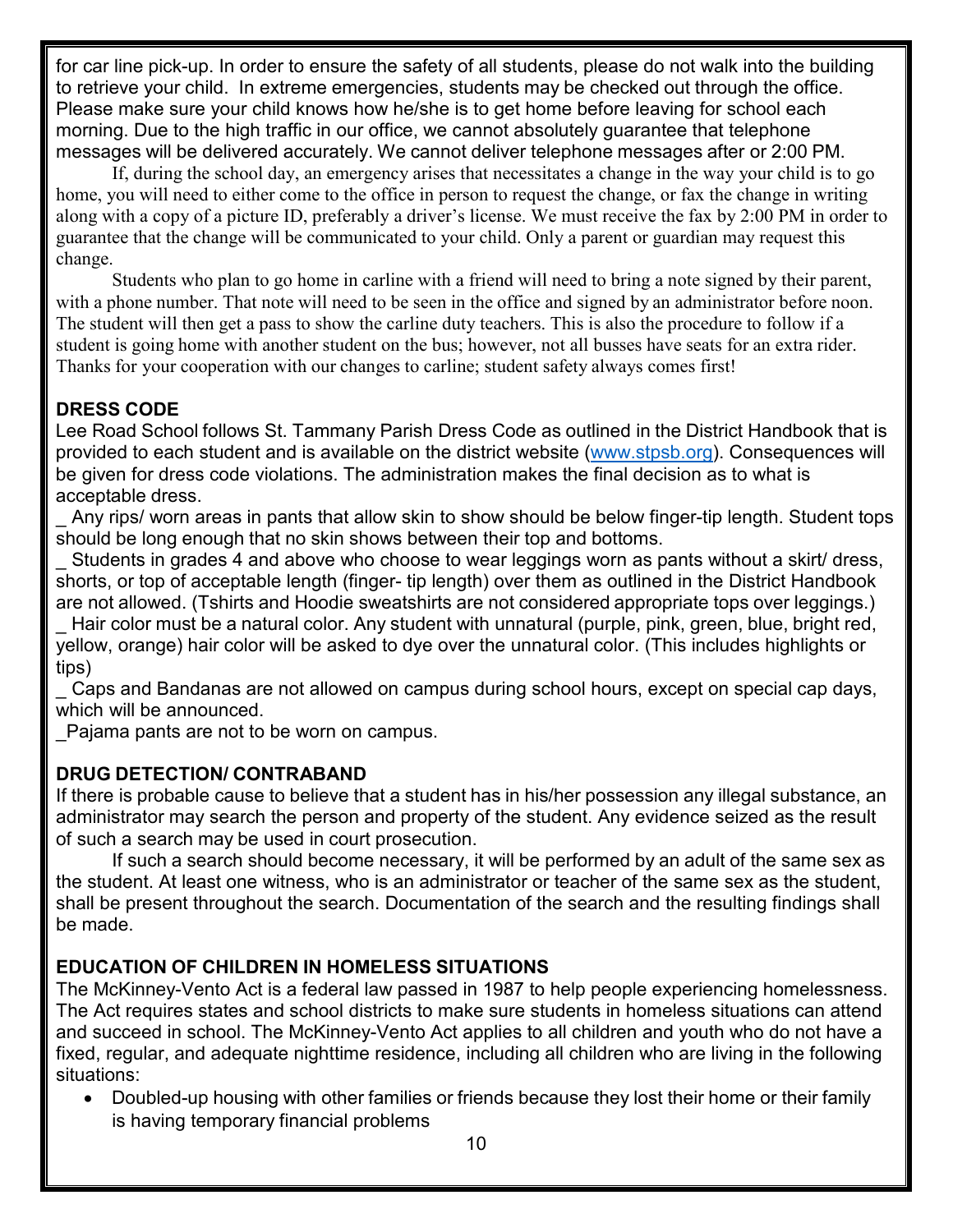for car line pick-up. In order to ensure the safety of all students, please do not walk into the building to retrieve your child. In extreme emergencies, students may be checked out through the office. Please make sure your child knows how he/she is to get home before leaving for school each morning. Due to the high traffic in our office, we cannot absolutely guarantee that telephone messages will be delivered accurately. We cannot deliver telephone messages after or 2:00 PM.

If, during the school day, an emergency arises that necessitates a change in the way your child is to go home, you will need to either come to the office in person to request the change, or fax the change in writing along with a copy of a picture ID, preferably a driver's license. We must receive the fax by 2:00 PM in order to guarantee that the change will be communicated to your child. Only a parent or guardian may request this change.

Students who plan to go home in carline with a friend will need to bring a note signed by their parent, with a phone number. That note will need to be seen in the office and signed by an administrator before noon. The student will then get a pass to show the carline duty teachers. This is also the procedure to follow if a student is going home with another student on the bus; however, not all busses have seats for an extra rider. Thanks for your cooperation with our changes to carline; student safety always comes first!

**DRESS CODE**

Lee Road School follows St. Tammany Parish Dress Code as outlined in the District Handbook that is provided to each student and is available on the district website (www.stpsb.org). Consequences will be given for dress code violations. The administration makes the final decision as to what is acceptable dress.

_ Any rips/ worn areas in pants that allow skin to show should be below finger-tip length. Student tops should be long enough that no skin shows between their top and bottoms.

_ Students in grades 4 and above who choose to wear leggings worn as pants without a skirt/ dress, shorts, or top of acceptable length (finger- tip length) over them as outlined in the District Handbook are not allowed. (Tshirts and Hoodie sweatshirts are not considered appropriate tops over leggings.)

_ Hair color must be a natural color. Any student with unnatural (purple, pink, green, blue, bright red, yellow, orange) hair color will be asked to dye over the unnatural color. (This includes highlights or tips)

_ Caps and Bandanas are not allowed on campus during school hours, except on special cap days, which will be announced.

_Pajama pants are not to be worn on campus.

**DRUG DETECTION/ CONTRABAND**

If there is probable cause to believe that a student has in his/her possession any illegal substance, an administrator may search the person and property of the student. Any evidence seized as the result of such a search may be used in court prosecution.

If such a search should become necessary, it will be performed by an adult of the same sex as the student. At least one witness, who is an administrator or teacher of the same sex as the student, shall be present throughout the search. Documentation of the search and the resulting findings shall be made.

**EDUCATION OF CHILDREN IN HOMELESS SITUATIONS**

The McKinney-Vento Act is a federal law passed in 1987 to help people experiencing homelessness. The Act requires states and school districts to make sure students in homeless situations can attend and succeed in school. The McKinney-Vento Act applies to all children and youth who do not have a fixed, regular, and adequate nighttime residence, including all children who are living in the following situations:

- Doubled-up housing with other families or friends because they lost their home or their family is having temporary financial problems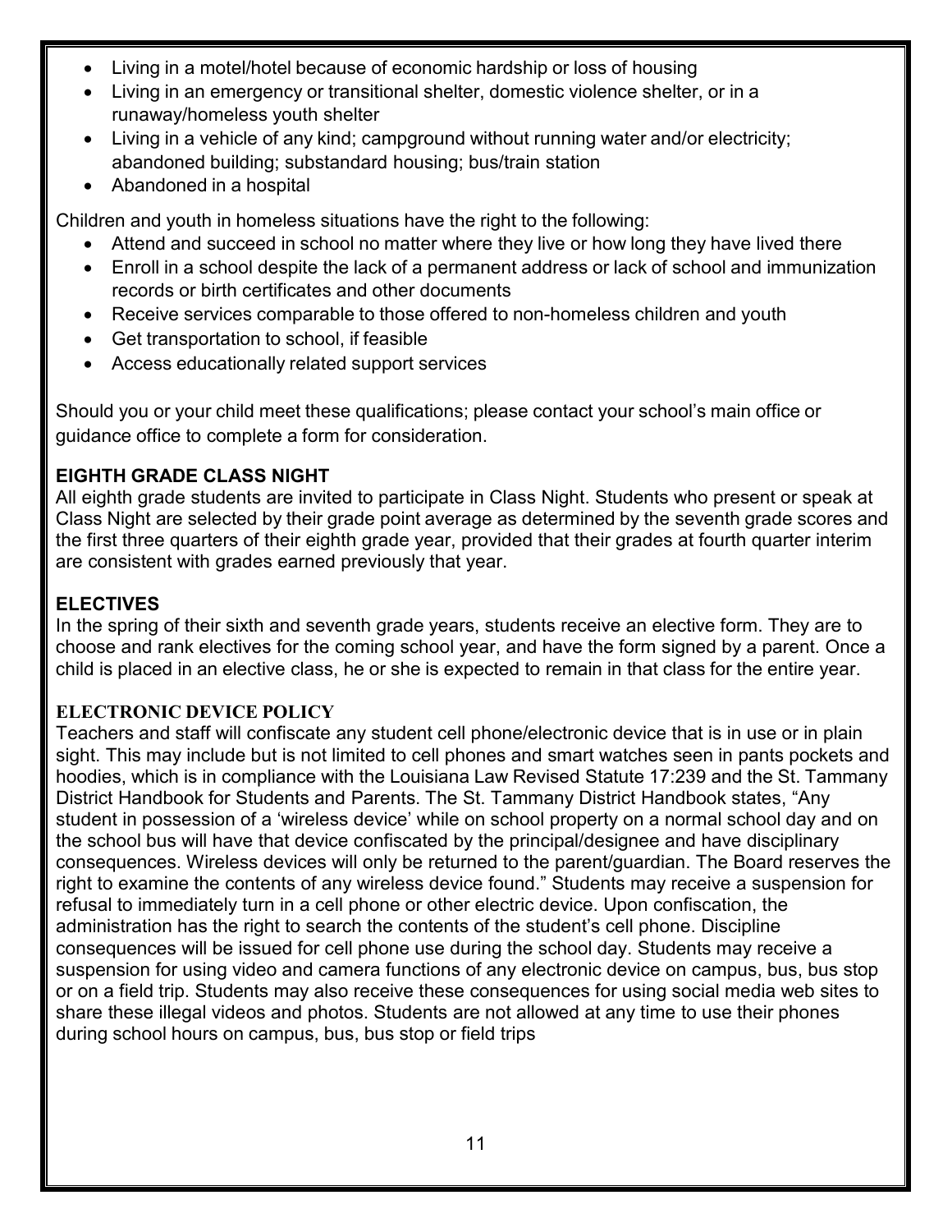- Living in a motel/hotel because of economic hardship or loss of housing
- Living in an emergency or transitional shelter, domestic violence shelter, or in a runaway/homeless youth shelter
- Living in a vehicle of any kind; campground without running water and/or electricity; abandoned building; substandard housing; bus/train station
- Abandoned in a hospital

Children and youth in homeless situations have the right to the following:

- Attend and succeed in school no matter where they live or how long they have lived there
- Enroll in a school despite the lack of a permanent address or lack of school and immunization records or birth certificates and other documents
- Receive services comparable to those offered to non-homeless children and youth
- Get transportation to school, if feasible
- Access educationally related support services

Should you or your child meet these qualifications; please contact your school's main office or guidance office to complete a form for consideration.

**EIGHTH GRADE CLASS NIGHT**

All eighth grade students are invited to participate in Class Night. Students who present or speak at Class Night are selected by their grade point average as determined by the seventh grade scores and the first three quarters of their eighth grade year, provided that their grades at fourth quarter interim are consistent with grades earned previously that year.

**ELECTIVES**

In the spring of their sixth and seventh grade years, students receive an elective form. They are to choose and rank electives for the coming school year, and have the form signed by a parent. Once a child is placed in an elective class, he or she is expected to remain in that class for the entire year.

**ELECTRONIC DEVICE POLICY**

Teachers and staff will confiscate any student cell phone/electronic device that is in use or in plain sight. This may include but is not limited to cell phones and smart watches seen in pants pockets and hoodies, which is in compliance with the Louisiana Law Revised Statute 17:239 and the St. Tammany District Handbook for Students and Parents. The St. Tammany District Handbook states, "Any student in possession of a 'wireless device' while on school property on a normal school day and on the school bus will have that device confiscated by the principal/designee and have disciplinary consequences. Wireless devices will only be returned to the parent/guardian. The Board reserves the right to examine the contents of any wireless device found." Students may receive a suspension for refusal to immediately turn in a cell phone or other electric device. Upon confiscation, the administration has the right to search the contents of the student's cell phone. Discipline consequences will be issued for cell phone use during the school day. Students may receive a suspension for using video and camera functions of any electronic device on campus, bus, bus stop or on a field trip. Students may also receive these consequences for using social media web sites to share these illegal videos and photos. Students are not allowed at any time to use their phones during school hours on campus, bus, bus stop or field trips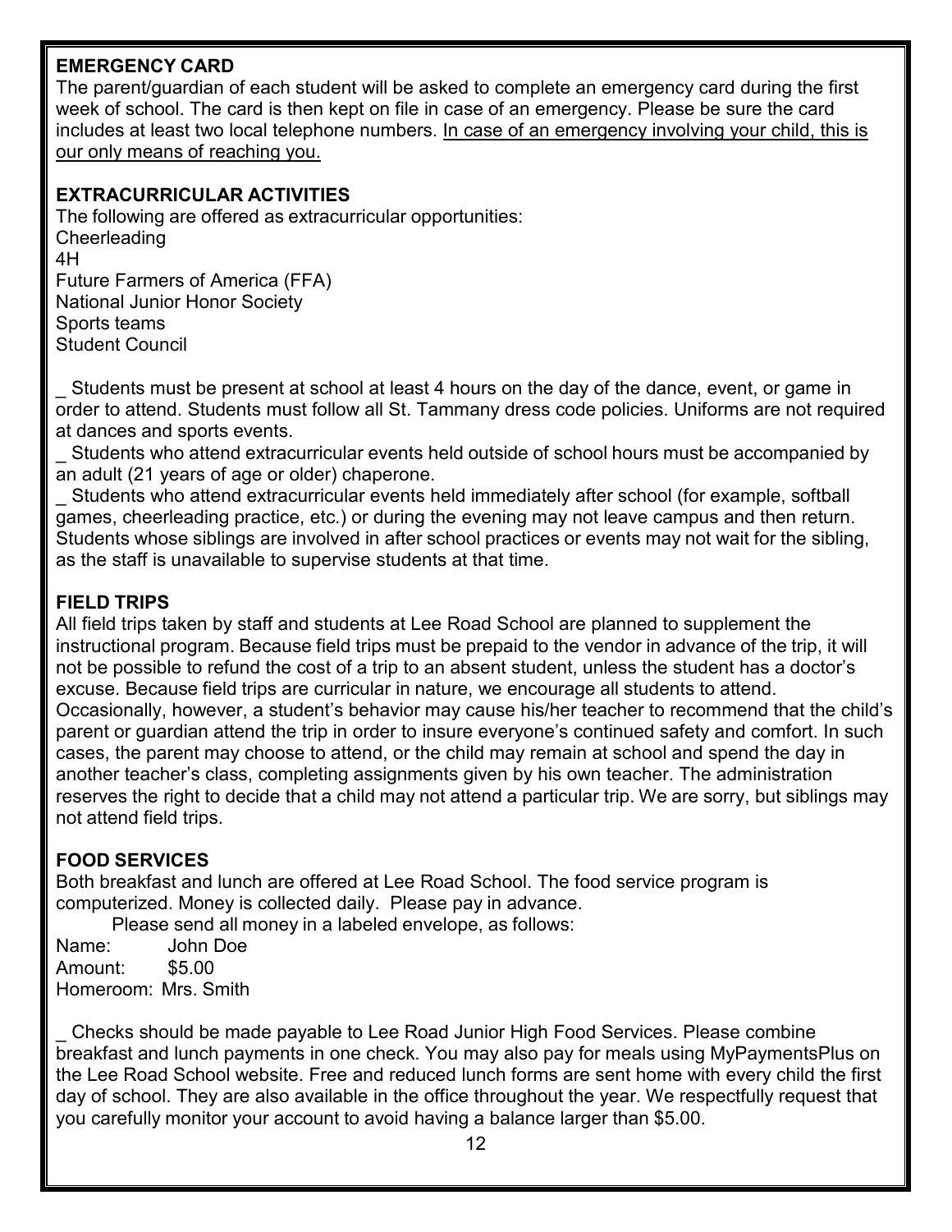**EMERGENCY CARD**

The parent/guardian of each student will be asked to complete an emergency card during the first week of school. The card is then kept on file in case of an emergency. Please be sure the card includes at least two local telephone numbers. <u>In case of an emergency involving your child, this is our only means of reaching you.</u>

**EXTRACURRICULAR ACTIVITIES**

The following are offered as extracurricular opportunities:
Cheerleading
4H
Future Farmers of America (FFA)
National Junior Honor Society
Sports teams
Student Council

_ Students must be present at school at least 4 hours on the day of the dance, event, or game in order to attend. Students must follow all St. Tammany dress code policies. Uniforms are not required at dances and sports events.

_ Students who attend extracurricular events held outside of school hours must be accompanied by an adult (21 years of age or older) chaperone.

_ Students who attend extracurricular events held immediately after school (for example, softball games, cheerleading practice, etc.) or during the evening may not leave campus and then return. Students whose siblings are involved in after school practices or events may not wait for the sibling, as the staff is unavailable to supervise students at that time.

**FIELD TRIPS**

All field trips taken by staff and students at Lee Road School are planned to supplement the instructional program. Because field trips must be prepaid to the vendor in advance of the trip, it will not be possible to refund the cost of a trip to an absent student, unless the student has a doctor's excuse. Because field trips are curricular in nature, we encourage all students to attend. Occasionally, however, a student's behavior may cause his/her teacher to recommend that the child's parent or guardian attend the trip in order to insure everyone's continued safety and comfort. In such cases, the parent may choose to attend, or the child may remain at school and spend the day in another teacher's class, completing assignments given by his own teacher. The administration reserves the right to decide that a child may not attend a particular trip. We are sorry, but siblings may not attend field trips.

**FOOD SERVICES**

Both breakfast and lunch are offered at Lee Road School. The food service program is computerized. Money is collected daily. Please pay in advance.

Please send all money in a labeled envelope, as follows:

Name: John Doe
Amount: $5.00
Homeroom: Mrs. Smith

_ Checks should be made payable to Lee Road Junior High Food Services. Please combine breakfast and lunch payments in one check. You may also pay for meals using MyPaymentsPlus on the Lee Road School website. Free and reduced lunch forms are sent home with every child the first day of school. They are also available in the office throughout the year. We respectfully request that you carefully monitor your account to avoid having a balance larger than $5.00.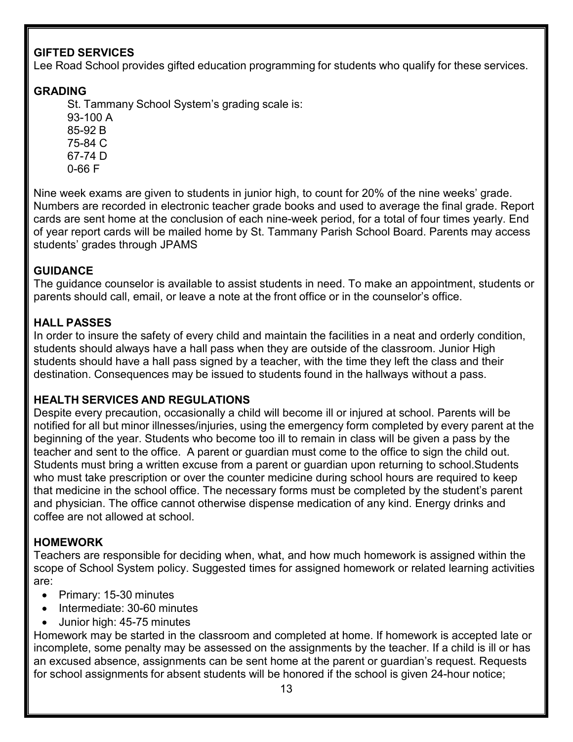## GIFTED SERVICES

Lee Road School provides gifted education programming for students who qualify for these services.

## GRADING

St. Tammany School System's grading scale is:
93-100 A
85-92 B
75-84 C
67-74 D
0-66 F

Nine week exams are given to students in junior high, to count for 20% of the nine weeks' grade. Numbers are recorded in electronic teacher grade books and used to average the final grade. Report cards are sent home at the conclusion of each nine-week period, for a total of four times yearly. End of year report cards will be mailed home by St. Tammany Parish School Board. Parents may access students' grades through JPAMS

## GUIDANCE

The guidance counselor is available to assist students in need. To make an appointment, students or parents should call, email, or leave a note at the front office or in the counselor's office.

## HALL PASSES

In order to insure the safety of every child and maintain the facilities in a neat and orderly condition, students should always have a hall pass when they are outside of the classroom. Junior High students should have a hall pass signed by a teacher, with the time they left the class and their destination. Consequences may be issued to students found in the hallways without a pass.

## HEALTH SERVICES AND REGULATIONS

Despite every precaution, occasionally a child will become ill or injured at school. Parents will be notified for all but minor illnesses/injuries, using the emergency form completed by every parent at the beginning of the year. Students who become too ill to remain in class will be given a pass by the teacher and sent to the office. A parent or guardian must come to the office to sign the child out. Students must bring a written excuse from a parent or guardian upon returning to school.Students who must take prescription or over the counter medicine during school hours are required to keep that medicine in the school office. The necessary forms must be completed by the student's parent and physician. The office cannot otherwise dispense medication of any kind. Energy drinks and coffee are not allowed at school.

## HOMEWORK

Teachers are responsible for deciding when, what, and how much homework is assigned within the scope of School System policy. Suggested times for assigned homework or related learning activities are:

- Primary: 15-30 minutes
- Intermediate: 30-60 minutes
- Junior high: 45-75 minutes

Homework may be started in the classroom and completed at home. If homework is accepted late or incomplete, some penalty may be assessed on the assignments by the teacher. If a child is ill or has an excused absence, assignments can be sent home at the parent or guardian's request. Requests for school assignments for absent students will be honored if the school is given 24-hour notice;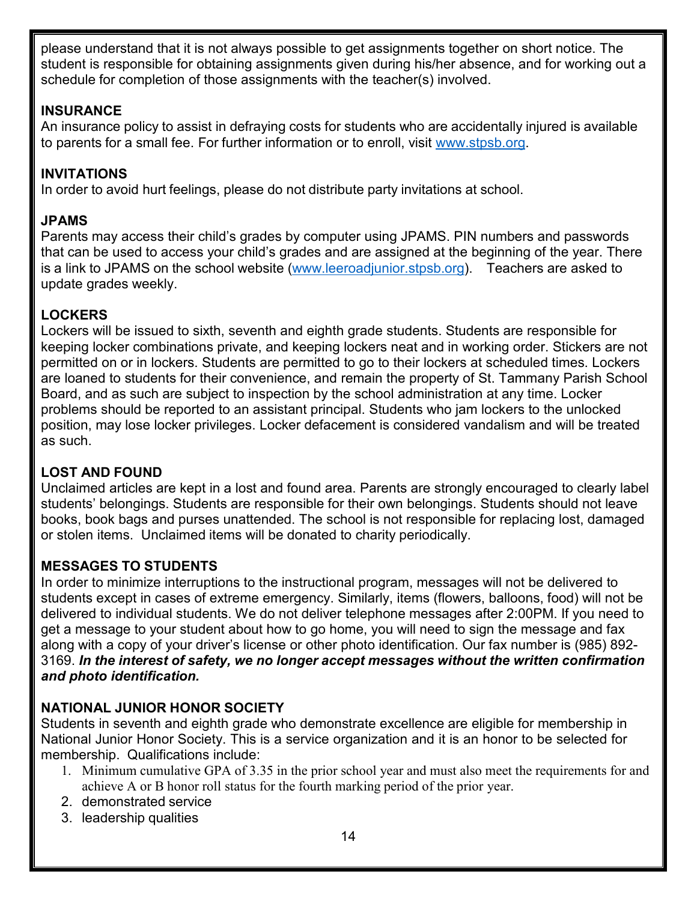please understand that it is not always possible to get assignments together on short notice. The student is responsible for obtaining assignments given during his/her absence, and for working out a schedule for completion of those assignments with the teacher(s) involved.

**INSURANCE**
An insurance policy to assist in defraying costs for students who are accidentally injured is available to parents for a small fee. For further information or to enroll, visit www.stpsb.org.

**INVITATIONS**
In order to avoid hurt feelings, please do not distribute party invitations at school.

**JPAMS**
Parents may access their child's grades by computer using JPAMS. PIN numbers and passwords that can be used to access your child's grades and are assigned at the beginning of the year. There is a link to JPAMS on the school website (www.leeroadjunior.stpsb.org). Teachers are asked to update grades weekly.

**LOCKERS**
Lockers will be issued to sixth, seventh and eighth grade students. Students are responsible for keeping locker combinations private, and keeping lockers neat and in working order. Stickers are not permitted on or in lockers. Students are permitted to go to their lockers at scheduled times. Lockers are loaned to students for their convenience, and remain the property of St. Tammany Parish School Board, and as such are subject to inspection by the school administration at any time. Locker problems should be reported to an assistant principal. Students who jam lockers to the unlocked position, may lose locker privileges. Locker defacement is considered vandalism and will be treated as such.

**LOST AND FOUND**
Unclaimed articles are kept in a lost and found area. Parents are strongly encouraged to clearly label students' belongings. Students are responsible for their own belongings. Students should not leave books, book bags and purses unattended. The school is not responsible for replacing lost, damaged or stolen items. Unclaimed items will be donated to charity periodically.

**MESSAGES TO STUDENTS**
In order to minimize interruptions to the instructional program, messages will not be delivered to students except in cases of extreme emergency. Similarly, items (flowers, balloons, food) will not be delivered to individual students. We do not deliver telephone messages after 2:00PM. If you need to get a message to your student about how to go home, you will need to sign the message and fax along with a copy of your driver's license or other photo identification. Our fax number is (985) 892-3169. ***In the interest of safety, we no longer accept messages without the written confirmation and photo identification.***

**NATIONAL JUNIOR HONOR SOCIETY**
Students in seventh and eighth grade who demonstrate excellence are eligible for membership in National Junior Honor Society. This is a service organization and it is an honor to be selected for membership. Qualifications include:

1. Minimum cumulative GPA of 3.35 in the prior school year and must also meet the requirements for and achieve A or B honor roll status for the fourth marking period of the prior year.
2. demonstrated service
3. leadership qualities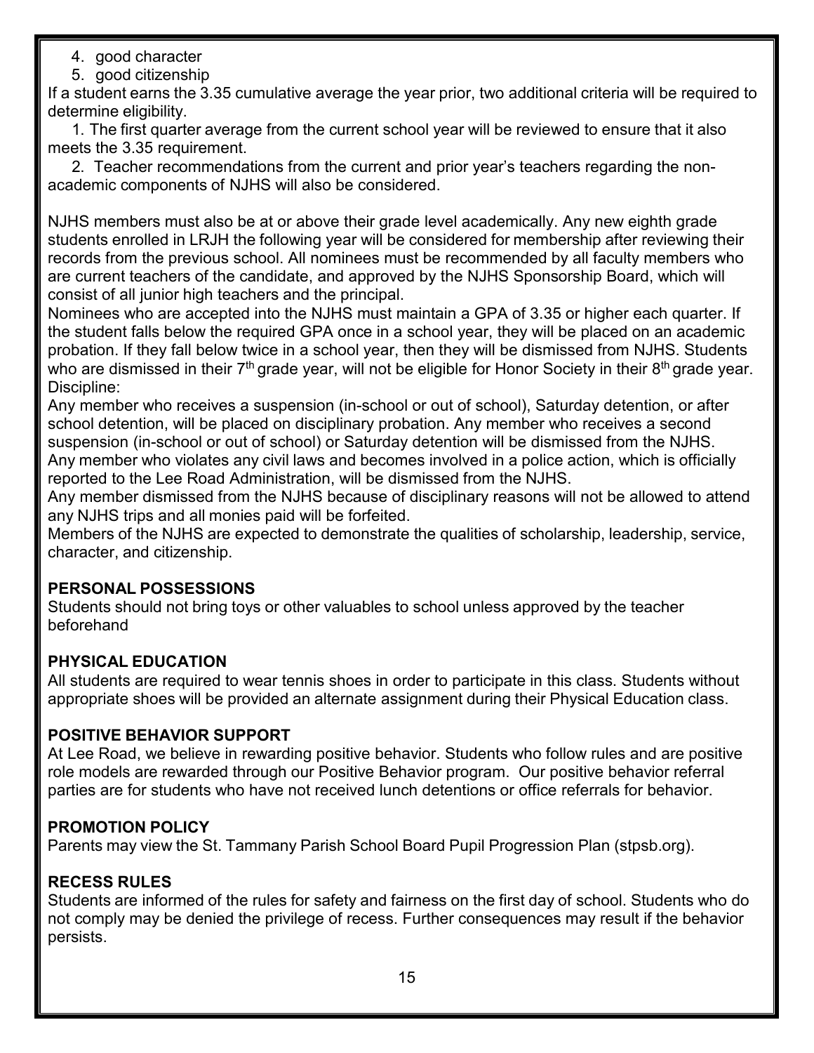4. good character
5. good citizenship

If a student earns the 3.35 cumulative average the year prior, two additional criteria will be required to determine eligibility.

1. The first quarter average from the current school year will be reviewed to ensure that it also meets the 3.35 requirement.
2. Teacher recommendations from the current and prior year's teachers regarding the non-academic components of NJHS will also be considered.

NJHS members must also be at or above their grade level academically. Any new eighth grade students enrolled in LRJH the following year will be considered for membership after reviewing their records from the previous school. All nominees must be recommended by all faculty members who are current teachers of the candidate, and approved by the NJHS Sponsorship Board, which will consist of all junior high teachers and the principal.

Nominees who are accepted into the NJHS must maintain a GPA of 3.35 or higher each quarter. If the student falls below the required GPA once in a school year, they will be placed on an academic probation. If they fall below twice in a school year, then they will be dismissed from NJHS. Students who are dismissed in their 7th grade year, will not be eligible for Honor Society in their 8th grade year.

Discipline:

Any member who receives a suspension (in-school or out of school), Saturday detention, or after school detention, will be placed on disciplinary probation. Any member who receives a second suspension (in-school or out of school) or Saturday detention will be dismissed from the NJHS.

Any member who violates any civil laws and becomes involved in a police action, which is officially reported to the Lee Road Administration, will be dismissed from the NJHS.

Any member dismissed from the NJHS because of disciplinary reasons will not be allowed to attend any NJHS trips and all monies paid will be forfeited.

Members of the NJHS are expected to demonstrate the qualities of scholarship, leadership, service, character, and citizenship.

## PERSONAL POSSESSIONS

Students should not bring toys or other valuables to school unless approved by the teacher beforehand

## PHYSICAL EDUCATION

All students are required to wear tennis shoes in order to participate in this class. Students without appropriate shoes will be provided an alternate assignment during their Physical Education class.

## POSITIVE BEHAVIOR SUPPORT

At Lee Road, we believe in rewarding positive behavior. Students who follow rules and are positive role models are rewarded through our Positive Behavior program. Our positive behavior referral parties are for students who have not received lunch detentions or office referrals for behavior.

## PROMOTION POLICY

Parents may view the St. Tammany Parish School Board Pupil Progression Plan (stpsb.org).

## RECESS RULES

Students are informed of the rules for safety and fairness on the first day of school. Students who do not comply may be denied the privilege of recess. Further consequences may result if the behavior persists.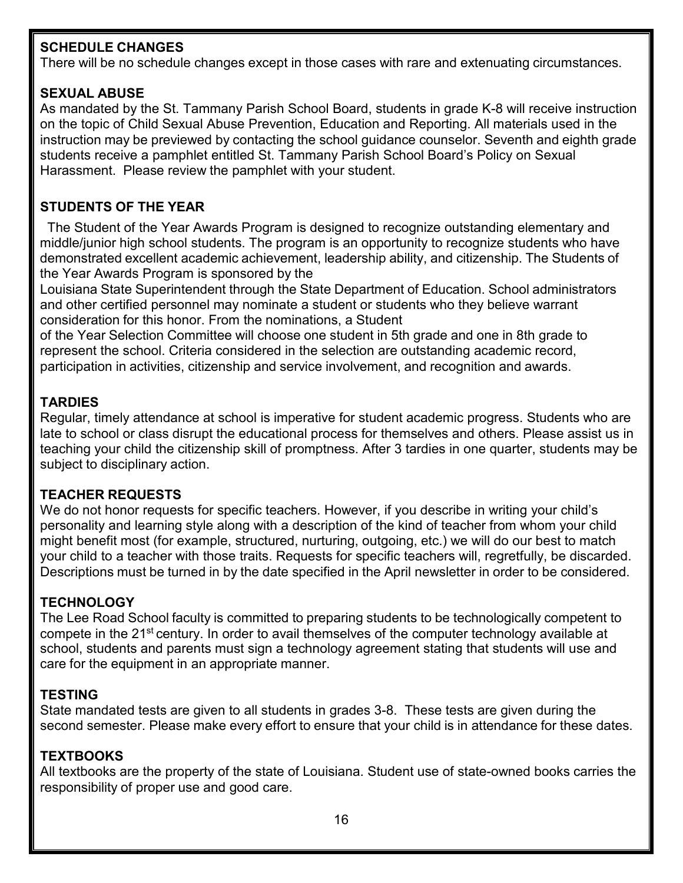**SCHEDULE CHANGES**

There will be no schedule changes except in those cases with rare and extenuating circumstances.

**SEXUAL ABUSE**

As mandated by the St. Tammany Parish School Board, students in grade K-8 will receive instruction on the topic of Child Sexual Abuse Prevention, Education and Reporting. All materials used in the instruction may be previewed by contacting the school guidance counselor. Seventh and eighth grade students receive a pamphlet entitled St. Tammany Parish School Board's Policy on Sexual Harassment. Please review the pamphlet with your student.

**STUDENTS OF THE YEAR**

The Student of the Year Awards Program is designed to recognize outstanding elementary and middle/junior high school students. The program is an opportunity to recognize students who have demonstrated excellent academic achievement, leadership ability, and citizenship. The Students of the Year Awards Program is sponsored by the Louisiana State Superintendent through the State Department of Education. School administrators and other certified personnel may nominate a student or students who they believe warrant consideration for this honor. From the nominations, a Student of the Year Selection Committee will choose one student in 5th grade and one in 8th grade to represent the school. Criteria considered in the selection are outstanding academic record, participation in activities, citizenship and service involvement, and recognition and awards.

**TARDIES**

Regular, timely attendance at school is imperative for student academic progress. Students who are late to school or class disrupt the educational process for themselves and others. Please assist us in teaching your child the citizenship skill of promptness. After 3 tardies in one quarter, students may be subject to disciplinary action.

**TEACHER REQUESTS**

We do not honor requests for specific teachers. However, if you describe in writing your child's personality and learning style along with a description of the kind of teacher from whom your child might benefit most (for example, structured, nurturing, outgoing, etc.) we will do our best to match your child to a teacher with those traits. Requests for specific teachers will, regretfully, be discarded. Descriptions must be turned in by the date specified in the April newsletter in order to be considered.

**TECHNOLOGY**

The Lee Road School faculty is committed to preparing students to be technologically competent to compete in the 21st century. In order to avail themselves of the computer technology available at school, students and parents must sign a technology agreement stating that students will use and care for the equipment in an appropriate manner.

**TESTING**

State mandated tests are given to all students in grades 3-8. These tests are given during the second semester. Please make every effort to ensure that your child is in attendance for these dates.

**TEXTBOOKS**

All textbooks are the property of the state of Louisiana. Student use of state-owned books carries the responsibility of proper use and good care.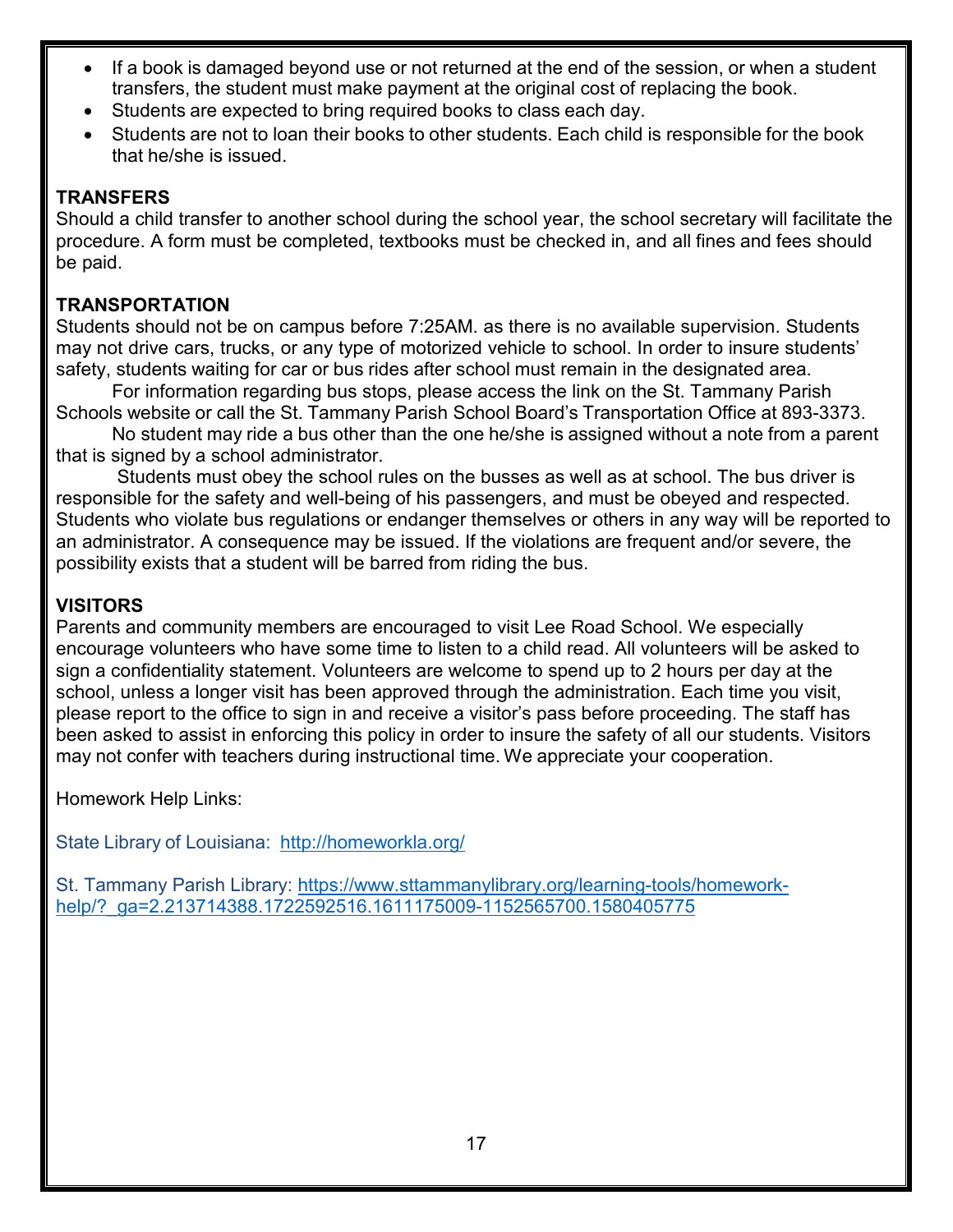- If a book is damaged beyond use or not returned at the end of the session, or when a student transfers, the student must make payment at the original cost of replacing the book.
- Students are expected to bring required books to class each day.
- Students are not to loan their books to other students. Each child is responsible for the book that he/she is issued.

**TRANSFERS**

Should a child transfer to another school during the school year, the school secretary will facilitate the procedure. A form must be completed, textbooks must be checked in, and all fines and fees should be paid.

**TRANSPORTATION**

Students should not be on campus before 7:25AM. as there is no available supervision. Students may not drive cars, trucks, or any type of motorized vehicle to school. In order to insure students' safety, students waiting for car or bus rides after school must remain in the designated area.

For information regarding bus stops, please access the link on the St. Tammany Parish Schools website or call the St. Tammany Parish School Board's Transportation Office at 893-3373.

No student may ride a bus other than the one he/she is assigned without a note from a parent that is signed by a school administrator.

Students must obey the school rules on the busses as well as at school. The bus driver is responsible for the safety and well-being of his passengers, and must be obeyed and respected. Students who violate bus regulations or endanger themselves or others in any way will be reported to an administrator. A consequence may be issued. If the violations are frequent and/or severe, the possibility exists that a student will be barred from riding the bus.

**VISITORS**

Parents and community members are encouraged to visit Lee Road School. We especially encourage volunteers who have some time to listen to a child read. All volunteers will be asked to sign a confidentiality statement. Volunteers are welcome to spend up to 2 hours per day at the school, unless a longer visit has been approved through the administration. Each time you visit, please report to the office to sign in and receive a visitor's pass before proceeding. The staff has been asked to assist in enforcing this policy in order to insure the safety of all our students. Visitors may not confer with teachers during instructional time. We appreciate your cooperation.

Homework Help Links:

State Library of Louisiana: [http://homeworkla.org/](http://homeworkla.org/)

St. Tammany Parish Library: [https://www.sttammanylibrary.org/learning-tools/homework-help/?_ga=2.213714388.1722592516.1611175009-1152565700.1580405775](https://www.sttammanylibrary.org/learning-tools/homework-help/?_ga=2.213714388.1722592516.1611175009-1152565700.1580405775)